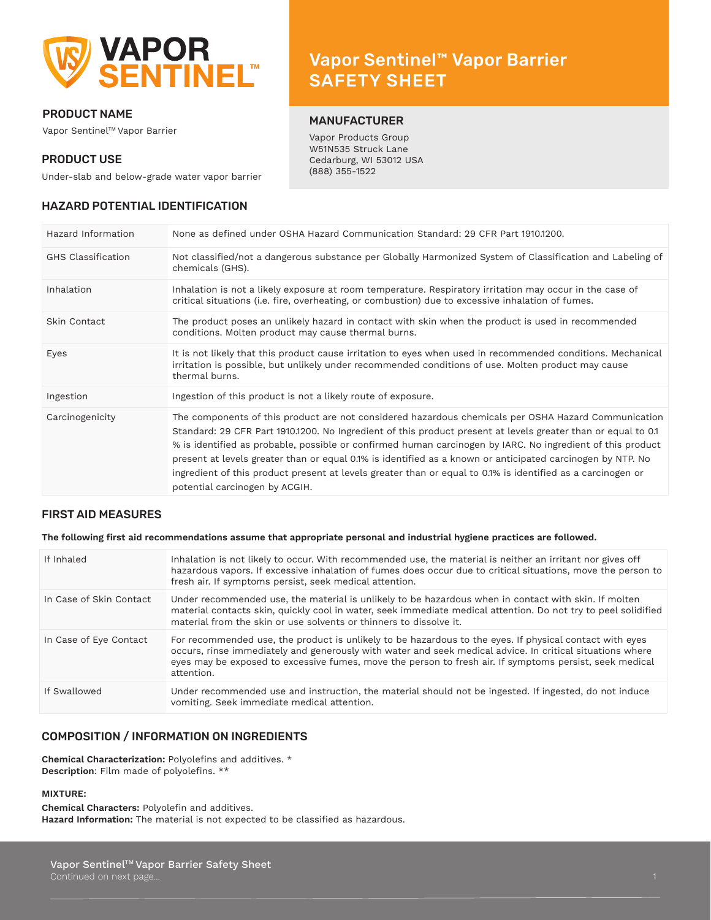# Vapor Sentinel™ Vapor Barrier SAFETY SHEET

## PRODUCT NAME

Vapor Sentinel™ Vapor Barrier

## PRODUCT USE

Under-slab and below-grade water vapor barrier

## MANUFACTURER

Vapor Products Group
W51N535 Struck Lane
Cedarburg, WI 53012 USA
(888) 355-1522

## HAZARD POTENTIAL IDENTIFICATION

| | |
|---|---|
| Hazard Information | None as defined under OSHA Hazard Communication Standard: 29 CFR Part 1910.1200. |
| GHS Classification | Not classified/not a dangerous substance per Globally Harmonized System of Classification and Labeling of chemicals (GHS). |
| Inhalation | Inhalation is not a likely exposure at room temperature. Respiratory irritation may occur in the case of critical situations (i.e. fire, overheating, or combustion) due to excessive inhalation of fumes. |
| Skin Contact | The product poses an unlikely hazard in contact with skin when the product is used in recommended conditions. Molten product may cause thermal burns. |
| Eyes | It is not likely that this product cause irritation to eyes when used in recommended conditions. Mechanical irritation is possible, but unlikely under recommended conditions of use. Molten product may cause thermal burns. |
| Ingestion | Ingestion of this product is not a likely route of exposure. |
| Carcinogenicity | The components of this product are not considered hazardous chemicals per OSHA Hazard Communication Standard: 29 CFR Part 1910.1200. No Ingredient of this product present at levels greater than or equal to 0.1 % is identified as probable, possible or confirmed human carcinogen by IARC. No ingredient of this product present at levels greater than or equal 0.1% is identified as a known or anticipated carcinogen by NTP. No ingredient of this product present at levels greater than or equal to 0.1% is identified as a carcinogen or potential carcinogen by ACGIH. |

## FIRST AID MEASURES

**The following first aid recommendations assume that appropriate personal and industrial hygiene practices are followed.**

| | |
|---|---|
| If Inhaled | Inhalation is not likely to occur. With recommended use, the material is neither an irritant nor gives off hazardous vapors. If excessive inhalation of fumes does occur due to critical situations, move the person to fresh air. If symptoms persist, seek medical attention. |
| In Case of Skin Contact | Under recommended use, the material is unlikely to be hazardous when in contact with skin. If molten material contacts skin, quickly cool in water, seek immediate medical attention. Do not try to peel solidified material from the skin or use solvents or thinners to dissolve it. |
| In Case of Eye Contact | For recommended use, the product is unlikely to be hazardous to the eyes. If physical contact with eyes occurs, rinse immediately and generously with water and seek medical advice. In critical situations where eyes may be exposed to excessive fumes, move the person to fresh air. If symptoms persist, seek medical attention. |
| If Swallowed | Under recommended use and instruction, the material should not be ingested. If ingested, do not induce vomiting. Seek immediate medical attention. |

## COMPOSITION / INFORMATION ON INGREDIENTS

**Chemical Characterization:** Polyolefins and additives. *
**Description**: Film made of polyolefins. **

**MIXTURE:**

**Chemical Characters:** Polyolefin and additives.
**Hazard Information:** The material is not expected to be classified as hazardous.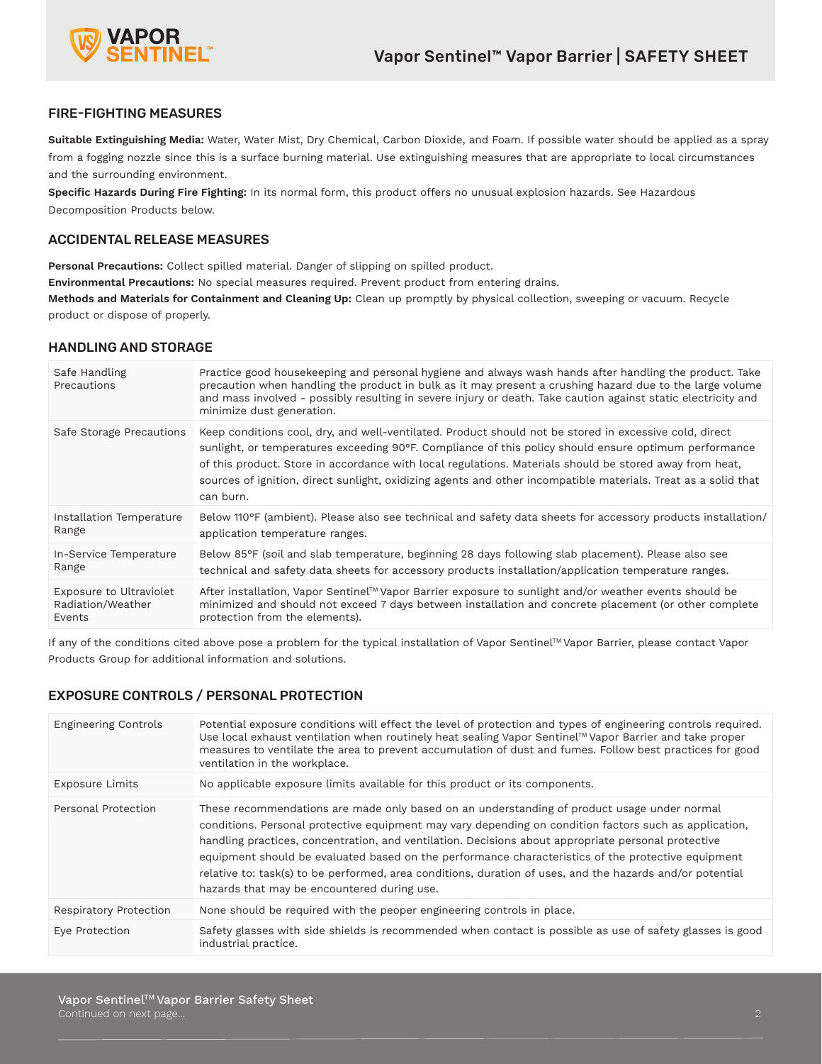## FIRE-FIGHTING MEASURES

**Suitable Extinguishing Media:** Water, Water Mist, Dry Chemical, Carbon Dioxide, and Foam. If possible water should be applied as a spray from a fogging nozzle since this is a surface burning material. Use extinguishing measures that are appropriate to local circumstances and the surrounding environment.

**Specific Hazards During Fire Fighting:** In its normal form, this product offers no unusual explosion hazards. See Hazardous Decomposition Products below.

## ACCIDENTAL RELEASE MEASURES

**Personal Precautions:** Collect spilled material. Danger of slipping on spilled product.

**Environmental Precautions:** No special measures required. Prevent product from entering drains.

**Methods and Materials for Containment and Cleaning Up:** Clean up promptly by physical collection, sweeping or vacuum. Recycle product or dispose of properly.

## HANDLING AND STORAGE

| | |
|---|---|
| Safe Handling Precautions | Practice good housekeeping and personal hygiene and always wash hands after handling the product. Take precaution when handling the product in bulk as it may present a crushing hazard due to the large volume and mass involved - possibly resulting in severe injury or death. Take caution against static electricity and minimize dust generation. |
| Safe Storage Precautions | Keep conditions cool, dry, and well-ventilated. Product should not be stored in excessive cold, direct sunlight, or temperatures exceeding 90°F. Compliance of this policy should ensure optimum performance of this product. Store in accordance with local regulations. Materials should be stored away from heat, sources of ignition, direct sunlight, oxidizing agents and other incompatible materials. Treat as a solid that can burn. |
| Installation Temperature Range | Below 110°F (ambient). Please also see technical and safety data sheets for accessory products installation/application temperature ranges. |
| In-Service Temperature Range | Below 85°F (soil and slab temperature, beginning 28 days following slab placement). Please also see technical and safety data sheets for accessory products installation/application temperature ranges. |
| Exposure to Ultraviolet Radiation/Weather Events | After installation, Vapor Sentinel™ Vapor Barrier exposure to sunlight and/or weather events should be minimized and should not exceed 7 days between installation and concrete placement (or other complete protection from the elements). |

If any of the conditions cited above pose a problem for the typical installation of Vapor Sentinel™ Vapor Barrier, please contact Vapor Products Group for additional information and solutions.

## EXPOSURE CONTROLS / PERSONAL PROTECTION

| | |
|---|---|
| Engineering Controls | Potential exposure conditions will effect the level of protection and types of engineering controls required. Use local exhaust ventilation when routinely heat sealing Vapor Sentinel™ Vapor Barrier and take proper measures to ventilate the area to prevent accumulation of dust and fumes. Follow best practices for good ventilation in the workplace. |
| Exposure Limits | No applicable exposure limits available for this product or its components. |
| Personal Protection | These recommendations are made only based on an understanding of product usage under normal conditions. Personal protective equipment may vary depending on condition factors such as application, handling practices, concentration, and ventilation. Decisions about appropriate personal protective equipment should be evaluated based on the performance characteristics of the protective equipment relative to: task(s) to be performed, area conditions, duration of uses, and the hazards and/or potential hazards that may be encountered during use. |
| Respiratory Protection | None should be required with the peoper engineering controls in place. |
| Eye Protection | Safety glasses with side shields is recommended when contact is possible as use of safety glasses is good industrial practice. |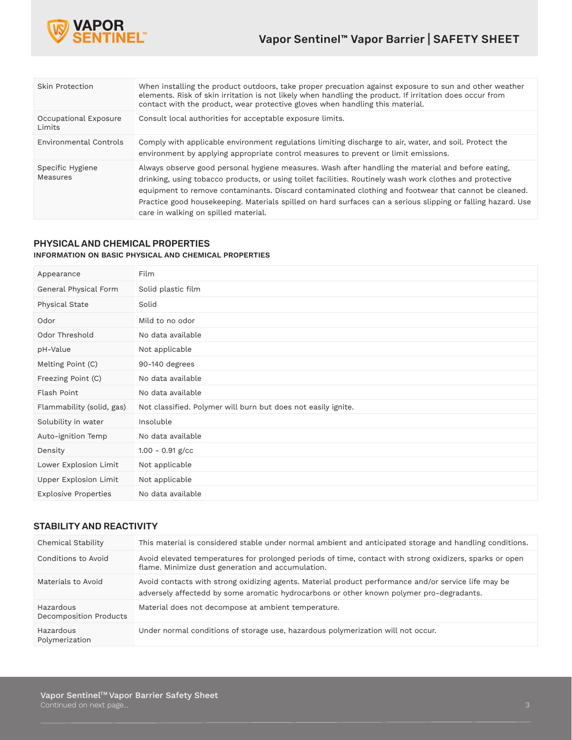| Skin Protection | When installing the product outdoors, take proper precuation against exposure to sun and other weather elements. Risk of skin irritation is not likely when handling the product. If irritation does occur from contact with the product, wear protective gloves when handling this material. |
|---|---|
| Occupational Exposure Limits | Consult local authorities for acceptable exposure limits. |
| Environmental Controls | Comply with applicable environment regulations limiting discharge to air, water, and soil. Protect the environment by applying appropriate control measures to prevent or limit emissions. |
| Specific Hygiene Measures | Always observe good personal hygiene measures. Wash after handling the material and before eating, drinking, using tobacco products, or using toilet facilities. Routinely wash work clothes and protective equipment to remove contaminants. Discard contaminated clothing and footwear that cannot be cleaned. Practice good housekeeping. Materials spilled on hard surfaces can a serious slipping or falling hazard. Use care in walking on spilled material. |

## PHYSICAL AND CHEMICAL PROPERTIES

### INFORMATION ON BASIC PHYSICAL AND CHEMICAL PROPERTIES

| Appearance | Film |
|---|---|
| General Physical Form | Solid plastic film |
| Physical State | Solid |
| Odor | Mild to no odor |
| Odor Threshold | No data available |
| pH-Value | Not applicable |
| Melting Point (C) | 90-140 degrees |
| Freezing Point (C) | No data available |
| Flash Point | No data available |
| Flammability (solid, gas) | Not classified. Polymer will burn but does not easily ignite. |
| Solubility in water | Insoluble |
| Auto-ignition Temp | No data available |
| Density | 1.00 - 0.91 g/cc |
| Lower Explosion Limit | Not applicable |
| Upper Explosion Limit | Not applicable |
| Explosive Properties | No data available |

## STABILITY AND REACTIVITY

| Chemical Stability | This material is considered stable under normal ambient and anticipated storage and handling conditions. |
|---|---|
| Conditions to Avoid | Avoid elevated temperatures for prolonged periods of time, contact with strong oxidizers, sparks or open flame. Minimize dust generation and accumulation. |
| Materials to Avoid | Avoid contacts with strong oxidizing agents. Material product performance and/or service life may be adversely affectedd by some aromatic hydrocarbons or other known polymer pro-degradants. |
| Hazardous Decomposition Products | Material does not decompose at ambient temperature. |
| Hazardous Polymerization | Under normal conditions of storage use, hazardous polymerization will not occur. |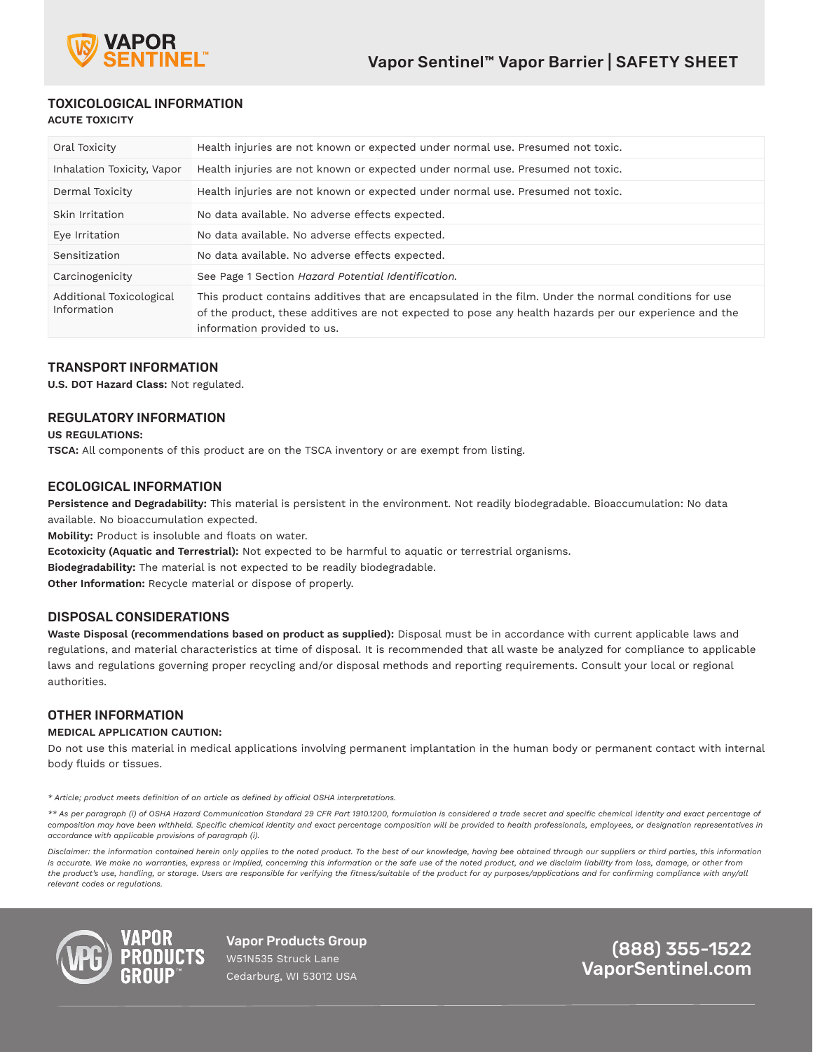## TOXICOLOGICAL INFORMATION

**ACUTE TOXICITY**

| | |
|---|---|
| Oral Toxicity | Health injuries are not known or expected under normal use. Presumed not toxic. |
| Inhalation Toxicity, Vapor | Health injuries are not known or expected under normal use. Presumed not toxic. |
| Dermal Toxicity | Health injuries are not known or expected under normal use. Presumed not toxic. |
| Skin Irritation | No data available. No adverse effects expected. |
| Eye Irritation | No data available. No adverse effects expected. |
| Sensitization | No data available. No adverse effects expected. |
| Carcinogenicity | See Page 1 Section *Hazard Potential Identification.* |
| Additional Toxicological Information | This product contains additives that are encapsulated in the film. Under the normal conditions for use of the product, these additives are not expected to pose any health hazards per our experience and the information provided to us. |

## TRANSPORT INFORMATION

**U.S. DOT Hazard Class:** Not regulated.

## REGULATORY INFORMATION

**US REGULATIONS:**

**TSCA:** All components of this product are on the TSCA inventory or are exempt from listing.

## ECOLOGICAL INFORMATION

**Persistence and Degradability:** This material is persistent in the environment. Not readily biodegradable. Bioaccumulation: No data available. No bioaccumulation expected.

**Mobility:** Product is insoluble and floats on water.

**Ecotoxicity (Aquatic and Terrestrial):** Not expected to be harmful to aquatic or terrestrial organisms.

**Biodegradability:** The material is not expected to be readily biodegradable.

**Other Information:** Recycle material or dispose of properly.

## DISPOSAL CONSIDERATIONS

**Waste Disposal (recommendations based on product as supplied):** Disposal must be in accordance with current applicable laws and regulations, and material characteristics at time of disposal. It is recommended that all waste be analyzed for compliance to applicable laws and regulations governing proper recycling and/or disposal methods and reporting requirements. Consult your local or regional authorities.

## OTHER INFORMATION

**MEDICAL APPLICATION CAUTION:**

Do not use this material in medical applications involving permanent implantation in the human body or permanent contact with internal body fluids or tissues.

*\* Article; product meets definition of an article as defined by official OSHA interpretations.*

*\*\* As per paragraph (i) of OSHA Hazard Communication Standard 29 CFR Part 1910.1200, formulation is considered a trade secret and specific chemical identity and exact percentage of composition may have been withheld. Specific chemical identity and exact percentage composition will be provided to health professionals, employees, or designation representatives in accordance with applicable provisions of paragraph (i).*

*Disclaimer: the information contained herein only applies to the noted product. To the best of our knowledge, having bee obtained through our suppliers or third parties, this information is accurate. We make no warranties, express or implied, concerning this information or the safe use of the noted product, and we disclaim liability from loss, damage, or other from the product's use, handling, or storage. Users are responsible for verifying the fitness/suitable of the product for ay purposes/applications and for confirming compliance with any/all relevant codes or regulations.*

**Vapor Products Group**
W51N535 Struck Lane
Cedarburg, WI 53012 USA

**(888) 355-1522**
**VaporSentinel.com**